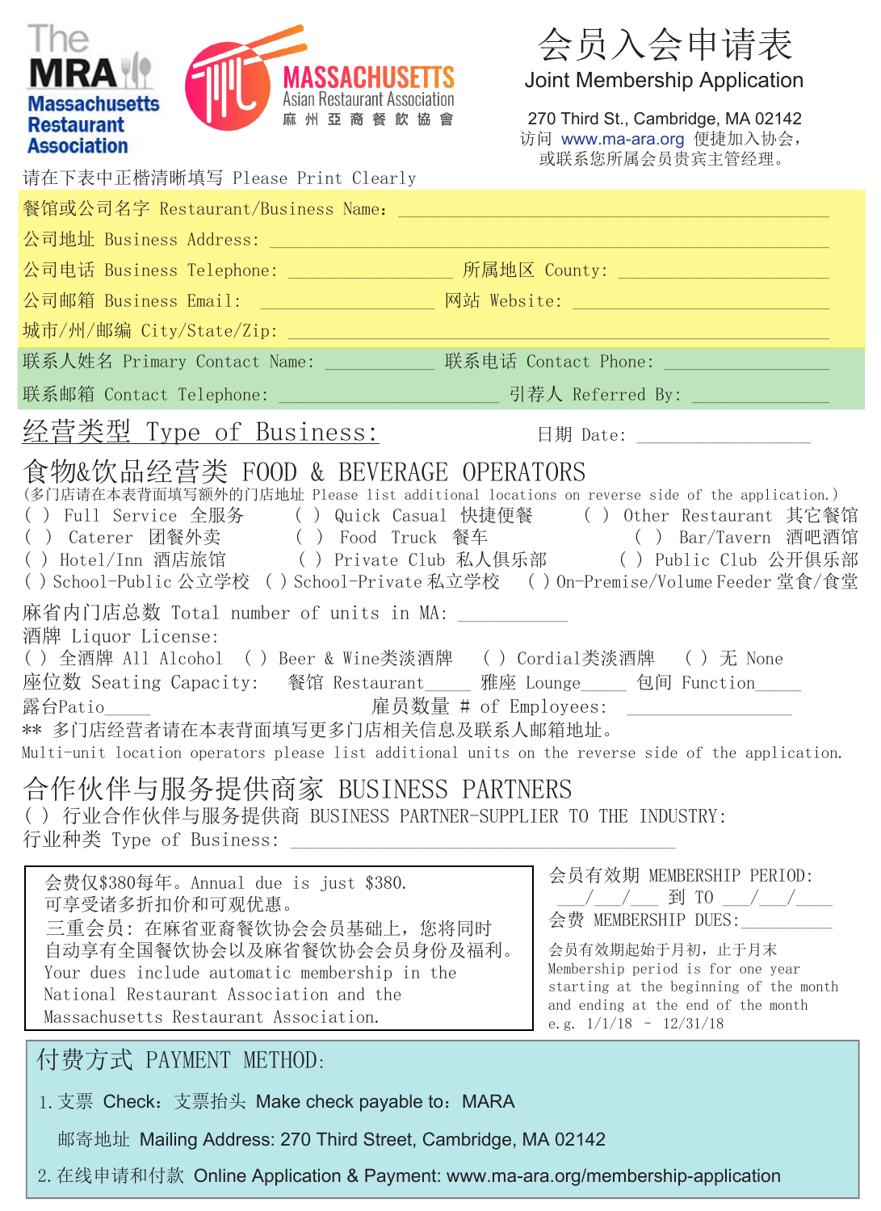The MRA Massachusetts Restaurant Association

MASSACHUSETTS Asian Restaurant Association 麻州亞裔餐飲協會

# 会员入会申请表

## Joint Membership Application

270 Third St., Cambridge, MA 02142
访问 www.ma-ara.org 便捷加入协会，
或联系您所属会员贵宾主管经理。

请在下表中正楷清晰填写 Please Print Clearly

餐馆或公司名字 Restaurant/Business Name: ______________________________

公司地址 Business Address: ______________________________

公司电话 Business Telephone: ______________ 所属地区 County: ______________

公司邮箱 Business Email: ______________ 网站 Website: ______________

城市/州/邮编 City/State/Zip: ______________________________

联系人姓名 Primary Contact Name: ____________ 联系电话 Contact Phone: ____________

联系邮箱 Contact Telephone: ______________ 引荐人 Referred By: ____________

## 经营类型 Type of Business:

日期 Date: ______________

## 食物&饮品经营类 FOOD & BEVERAGE OPERATORS

(多门店请在本表背面填写额外的门店地址 Please list additional locations on reverse side of the application.)

( ) Full Service 全服务 ( ) Quick Casual 快捷便餐 ( ) Other Restaurant 其它餐馆
( ) Caterer 团餐外卖 ( ) Food Truck 餐车 ( ) Bar/Tavern 酒吧酒馆
( ) Hotel/Inn 酒店旅馆 ( ) Private Club 私人俱乐部 ( ) Public Club 公开俱乐部
( ) School-Public 公立学校 ( ) School-Private 私立学校 ( ) On-Premise/Volume Feeder 堂食/食堂

麻省内门店总数 Total number of units in MA: __________

酒牌 Liquor License:
( ) 全酒牌 All Alcohol ( ) Beer & Wine类淡酒牌 ( ) Cordial类淡酒牌 ( ) 无 None

座位数 Seating Capacity: 餐馆 Restaurant_____ 雅座 Lounge_____ 包间 Function_____
露台Patio_____ 雇员数量 # of Employees: ______________

** 多门店经营者请在本表背面填写更多门店相关信息及联系人邮箱地址。
Multi-unit location operators please list additional units on the reverse side of the application.

## 合作伙伴与服务提供商家 BUSINESS PARTNERS

( ) 行业合作伙伴与服务提供商 BUSINESS PARTNER-SUPPLIER TO THE INDUSTRY:
行业种类 Type of Business: ______________________________

会费仅$380每年。Annual due is just $380.
可享受诸多折扣价和可观优惠。
三重会员：在麻省亚裔餐饮协会会员基础上，您将同时自动享有全国餐饮协会以及麻省餐饮协会会员身份及福利。
Your dues include automatic membership in the National Restaurant Association and the Massachusetts Restaurant Association.

会员有效期 MEMBERSHIP PERIOD:
___/___/___ 到 TO ___/___/___
会费 MEMBERSHIP DUES: __________

会员有效期起始于月初，止于月末
Membership period is for one year starting at the beginning of the month and ending at the end of the month e.g. 1/1/18 - 12/31/18

## 付费方式 PAYMENT METHOD:

1. 支票 Check：支票抬头 Make check payable to：MARA
   邮寄地址 Mailing Address: 270 Third Street, Cambridge, MA 02142
2. 在线申请和付款 Online Application & Payment: www.ma-ara.org/membership-application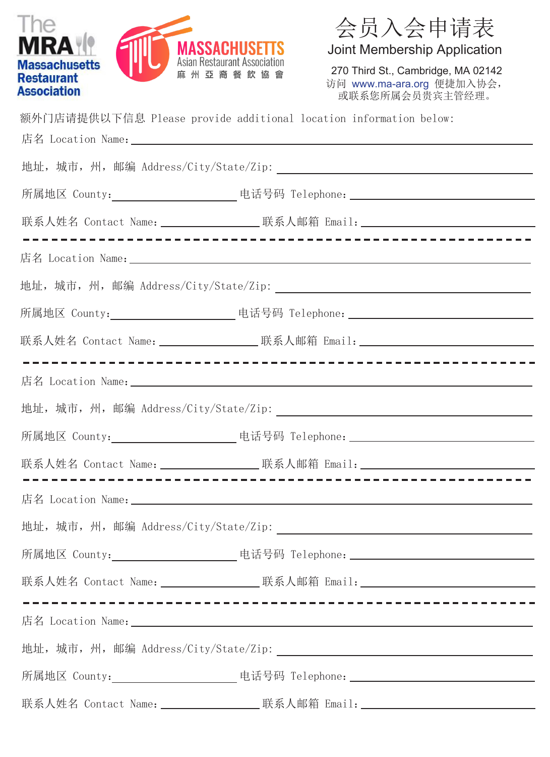The MRA
Massachusetts Restaurant Association

MASSACHUSETTS
Asian Restaurant Association
麻州亞裔餐飲協會

# 会员入会申请表
## Joint Membership Application

270 Third St., Cambridge, MA 02142
访问 www.ma-ara.org 便捷加入协会，
或联系您所属会员贵宾主管经理。

额外门店请提供以下信息 Please provide additional location information below:

店名 Location Name: ____________________

地址，城市，州，邮编 Address/City/State/Zip: ____________________

所属地区 County: ____________ 电话号码 Telephone: ____________

联系人姓名 Contact Name: ____________ 联系人邮箱 Email: ____________

---

店名 Location Name: ____________________

地址，城市，州，邮编 Address/City/State/Zip: ____________________

所属地区 County: ____________ 电话号码 Telephone: ____________

联系人姓名 Contact Name: ____________ 联系人邮箱 Email: ____________

---

店名 Location Name: ____________________

地址，城市，州，邮编 Address/City/State/Zip: ____________________

所属地区 County: ____________ 电话号码 Telephone: ____________

联系人姓名 Contact Name: ____________ 联系人邮箱 Email: ____________

---

店名 Location Name: ____________________

地址，城市，州，邮编 Address/City/State/Zip: ____________________

所属地区 County: ____________ 电话号码 Telephone: ____________

联系人姓名 Contact Name: ____________ 联系人邮箱 Email: ____________

---

店名 Location Name: ____________________

地址，城市，州，邮编 Address/City/State/Zip: ____________________

所属地区 County: ____________ 电话号码 Telephone: ____________

联系人姓名 Contact Name: ____________ 联系人邮箱 Email: ____________